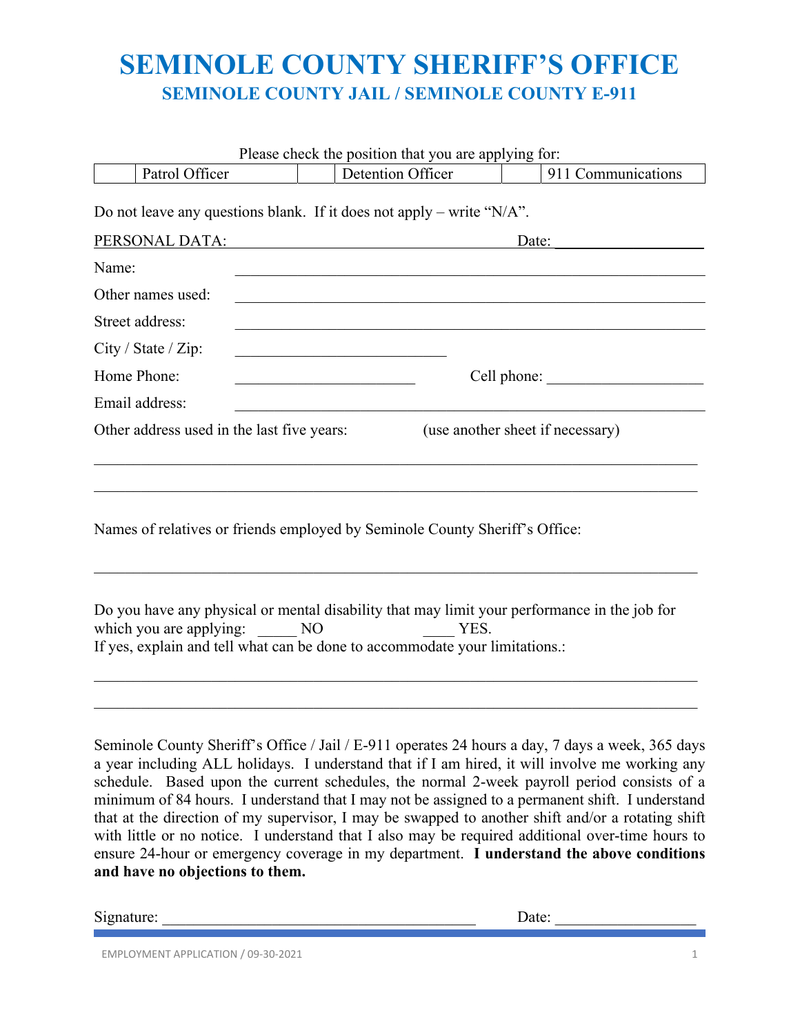# SEMINOLE COUNTY SHERIFF'S OFFICE

## SEMINOLE COUNTY JAIL / SEMINOLE COUNTY E-911

Please check the position that you are applying for:

| | Patrol Officer | | Detention Officer | | 911 Communications |
|---|---|---|---|---|---|

Do not leave any questions blank. If it does not apply – write "N/A".

PERSONAL DATA: ____________________________ Date: ___________________

Name: ____________________________________________________________

Other names used: ____________________________________________________________

Street address: ____________________________________________________________

City / State / Zip: ____________________________

Home Phone: ________________________ Cell phone: ____________________

Email address: ____________________________________________________________

Other address used in the last five years: (use another sheet if necessary)

________________________________________________________________________________

________________________________________________________________________________

Names of relatives or friends employed by Seminole County Sheriff's Office:

________________________________________________________________________________

Do you have any physical or mental disability that may limit your performance in the job for which you are applying: _____ NO ____ YES.
If yes, explain and tell what can be done to accommodate your limitations.:

________________________________________________________________________________

________________________________________________________________________________

Seminole County Sheriff's Office / Jail / E-911 operates 24 hours a day, 7 days a week, 365 days a year including ALL holidays. I understand that if I am hired, it will involve me working any schedule. Based upon the current schedules, the normal 2-week payroll period consists of a minimum of 84 hours. I understand that I may not be assigned to a permanent shift. I understand that at the direction of my supervisor, I may be swapped to another shift and/or a rotating shift with little or no notice. I understand that I also may be required additional over-time hours to ensure 24-hour or emergency coverage in my department. **I understand the above conditions and have no objections to them.**

Signature: ________________________________________ Date: _________________

EMPLOYMENT APPLICATION / 09-30-2021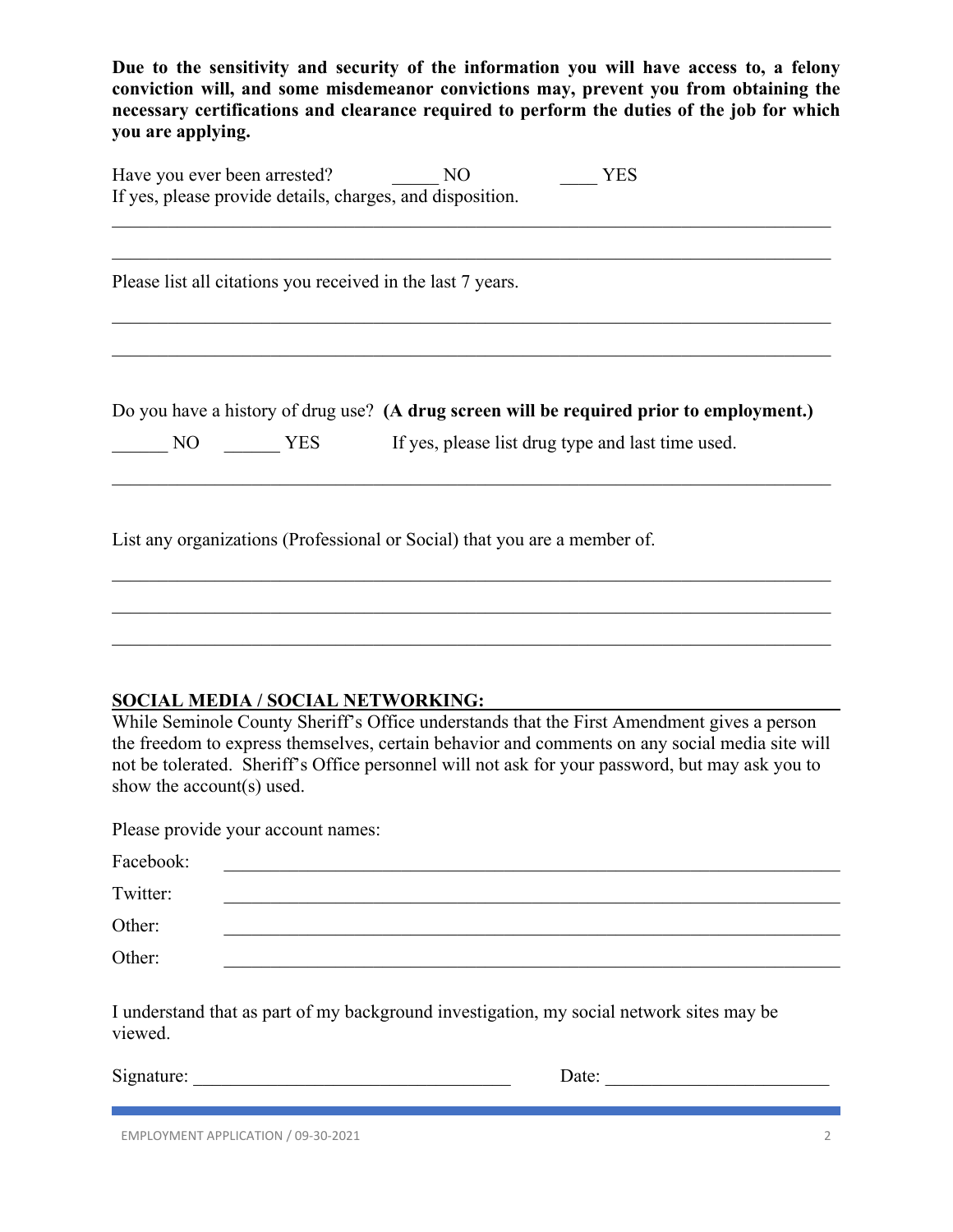**Due to the sensitivity and security of the information you will have access to, a felony conviction will, and some misdemeanor convictions may, prevent you from obtaining the necessary certifications and clearance required to perform the duties of the job for which you are applying.**

Have you ever been arrested? _____ NO ____ YES

If yes, please provide details, charges, and disposition.

_______________________________________________________________________________

_______________________________________________________________________________

Please list all citations you received in the last 7 years.

_______________________________________________________________________________

_______________________________________________________________________________

Do you have a history of drug use? **(A drug screen will be required prior to employment.)**

______ NO ______ YES If yes, please list drug type and last time used.

_______________________________________________________________________________

List any organizations (Professional or Social) that you are a member of.

_______________________________________________________________________________

_______________________________________________________________________________

_______________________________________________________________________________

## SOCIAL MEDIA / SOCIAL NETWORKING:

While Seminole County Sheriff's Office understands that the First Amendment gives a person the freedom to express themselves, certain behavior and comments on any social media site will not be tolerated. Sheriff's Office personnel will not ask for your password, but may ask you to show the account(s) used.

Please provide your account names:

Facebook: ____________________________________________________________

Twitter: ____________________________________________________________

Other: ____________________________________________________________

Other: ____________________________________________________________

I understand that as part of my background investigation, my social network sites may be viewed.

Signature: ________________________________ Date: ________________________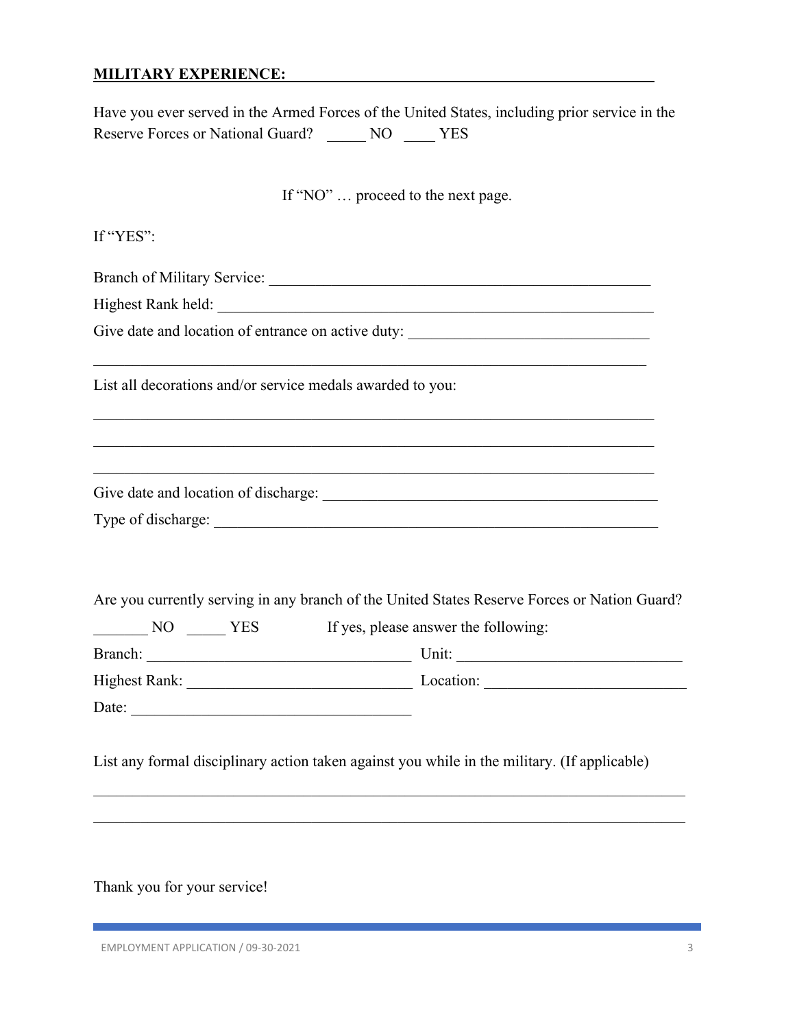**MILITARY EXPERIENCE:**

Have you ever served in the Armed Forces of the United States, including prior service in the Reserve Forces or National Guard? _____ NO ____ YES

If "NO" … proceed to the next page.

If "YES":

Branch of Military Service: ___________________________________________________

Highest Rank held: _________________________________________________________

Give date and location of entrance on active duty: _______________________________

_________________________________________________________________________

List all decorations and/or service medals awarded to you:

_________________________________________________________________________

_________________________________________________________________________

_________________________________________________________________________

Give date and location of discharge: ___________________________________________

Type of discharge: _________________________________________________________

Are you currently serving in any branch of the United States Reserve Forces or Nation Guard?

_______ NO _____ YES If yes, please answer the following:

Branch: _________________________________ Unit: _____________________________

Highest Rank: ____________________________ Location: __________________________

Date: ___________________________________

List any formal disciplinary action taken against you while in the military. (If applicable)

_________________________________________________________________________

_________________________________________________________________________

Thank you for your service!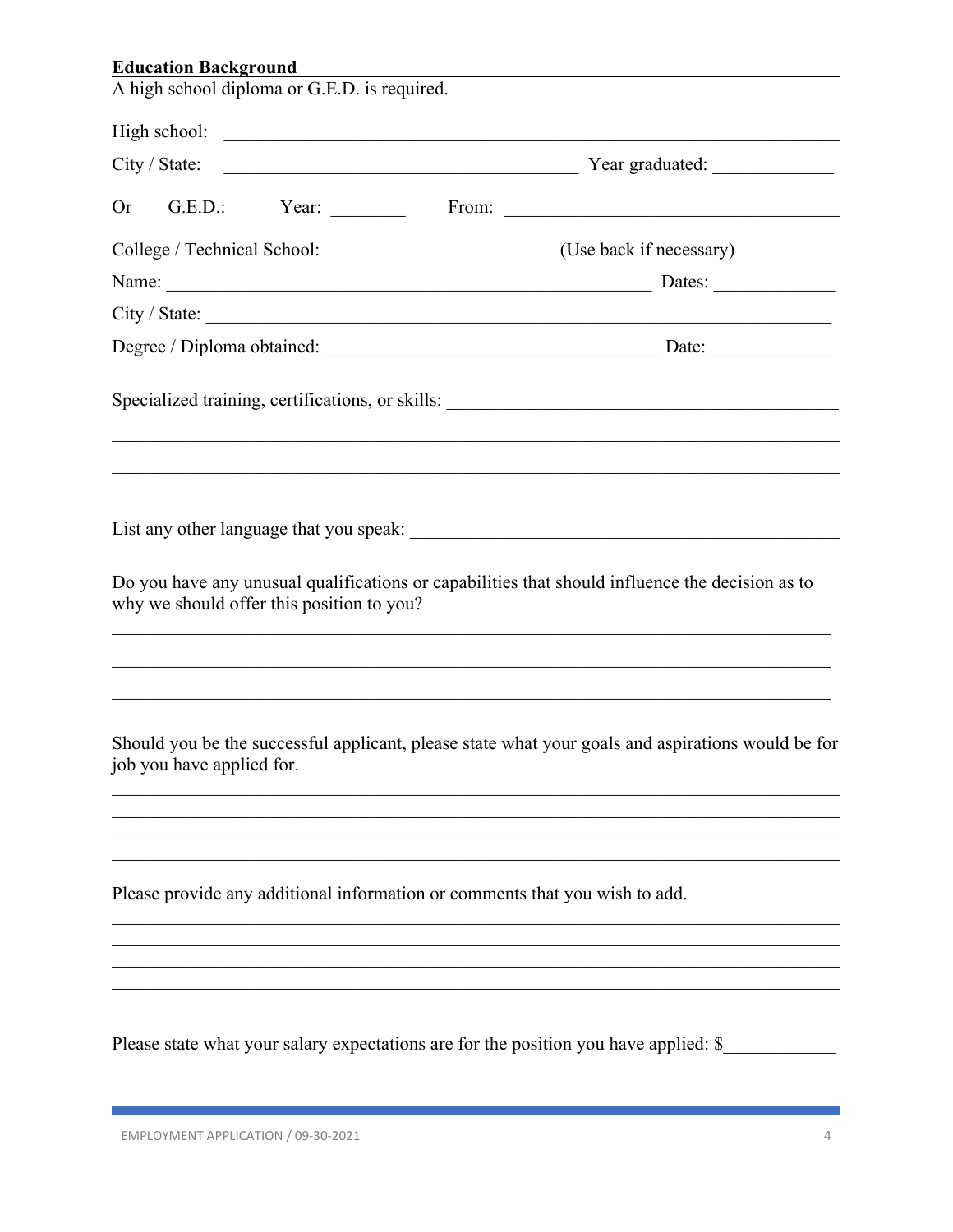**Education Background**

A high school diploma or G.E.D. is required.

High school: ______________________________________________________________

City / State: ____________________________________ Year graduated: ____________

Or G.E.D.: Year: ________ From: __________________________________

College / Technical School: (Use back if necessary)

Name: ____________________________________________________ Dates: ____________

City / State: ______________________________________________________________

Degree / Diploma obtained: ____________________________________ Date: ____________

Specialized training, certifications, or skills: ________________________________________

______________________________________________________________________________

______________________________________________________________________________

List any other language that you speak: ________________________________________________

Do you have any unusual qualifications or capabilities that should influence the decision as to why we should offer this position to you?

______________________________________________________________________________

______________________________________________________________________________

______________________________________________________________________________

Should you be the successful applicant, please state what your goals and aspirations would be for job you have applied for.

______________________________________________________________________________

______________________________________________________________________________

______________________________________________________________________________

______________________________________________________________________________

Please provide any additional information or comments that you wish to add.

______________________________________________________________________________

______________________________________________________________________________

______________________________________________________________________________

______________________________________________________________________________

Please state what your salary expectations are for the position you have applied: $____________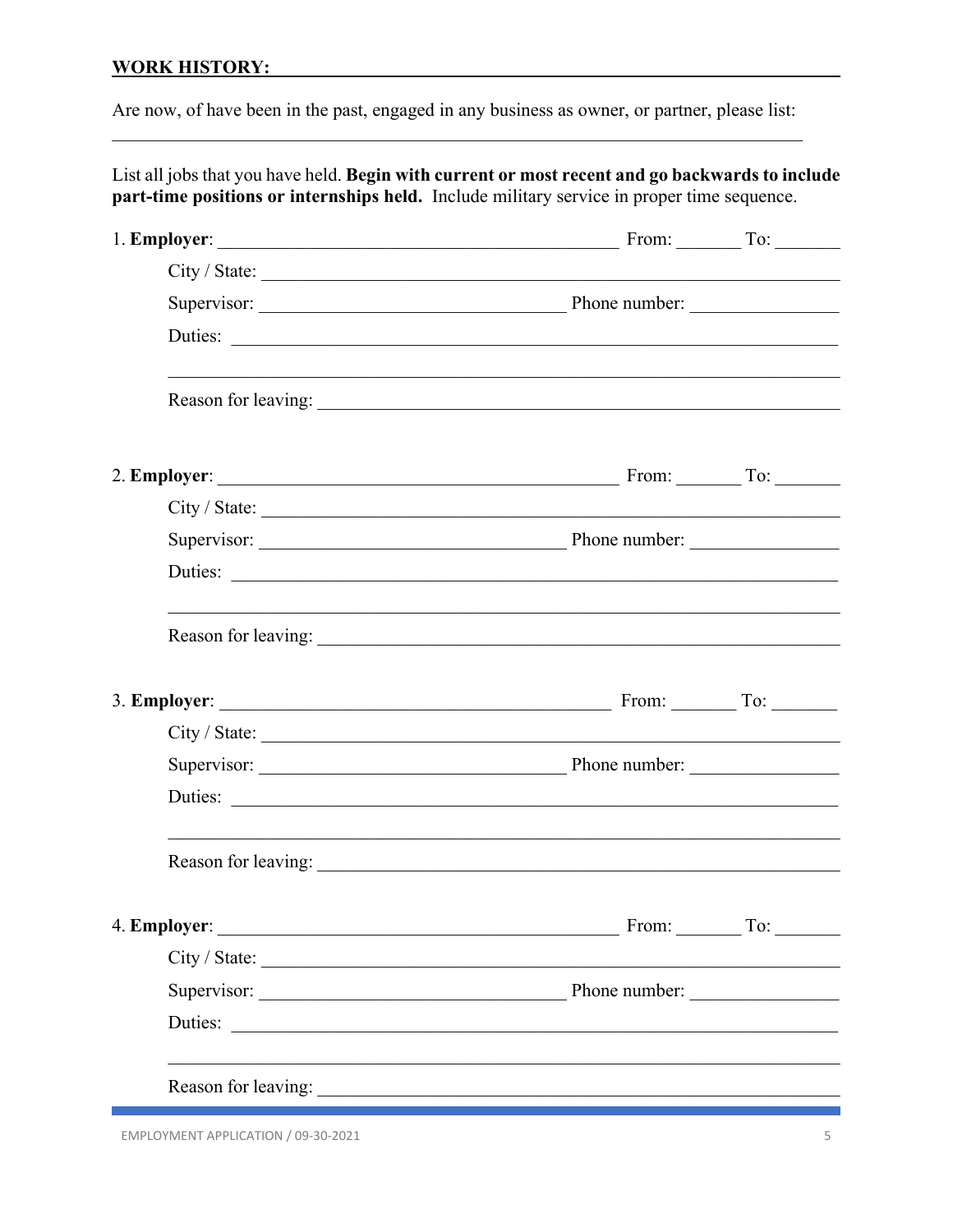**WORK HISTORY:**

Are now, of have been in the past, engaged in any business as owner, or partner, please list: ____________________________________________________________

List all jobs that you have held. **Begin with current or most recent and go backwards to include part-time positions or internships held.** Include military service in proper time sequence.

1. **Employer**: ________________________________ From: _______ To: _______

   City / State: ____________________________________________

   Supervisor: ________________________ Phone number: ______________

   Duties: ____________________________________________

   ____________________________________________

   Reason for leaving: ____________________________________________

2. **Employer**: ________________________________ From: _______ To: _______

   City / State: ____________________________________________

   Supervisor: ________________________ Phone number: ______________

   Duties: ____________________________________________

   ____________________________________________

   Reason for leaving: ____________________________________________

3. **Employer**: ________________________________ From: _______ To: _______

   City / State: ____________________________________________

   Supervisor: ________________________ Phone number: ______________

   Duties: ____________________________________________

   ____________________________________________

   Reason for leaving: ____________________________________________

4. **Employer**: ________________________________ From: _______ To: _______

   City / State: ____________________________________________

   Supervisor: ________________________ Phone number: ______________

   Duties: ____________________________________________

   ____________________________________________

   Reason for leaving: ____________________________________________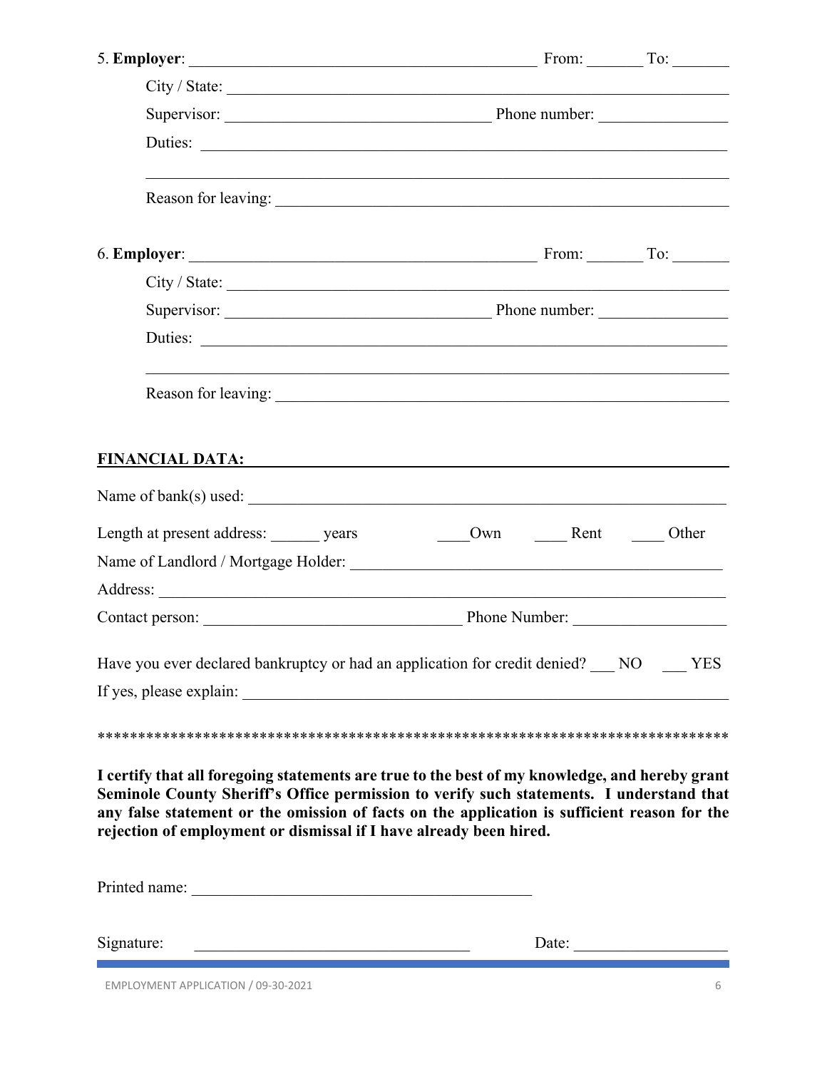5. **Employer**: ______________________________________________ From: _______ To: _______

City / State: ______________________________________________________________

Supervisor: __________________________________ Phone number: ________________

Duties: ______________________________________________________________

______________________________________________________________

Reason for leaving: ______________________________________________________

6. **Employer**: ______________________________________________ From: _______ To: _______

City / State: ______________________________________________________________

Supervisor: __________________________________ Phone number: ________________

Duties: ______________________________________________________________

______________________________________________________________

Reason for leaving: ______________________________________________________

**FINANCIAL DATA:**

Name of bank(s) used: ______________________________________________________

Length at present address: ______ years ____Own ____ Rent ____ Other

Name of Landlord / Mortgage Holder: ______________________________________________

Address: ______________________________________________________________

Contact person: _________________________________ Phone Number: ___________________

Have you ever declared bankruptcy or had an application for credit denied? ___ NO ___ YES

If yes, please explain: ______________________________________________________

*********************************************************************************

**I certify that all foregoing statements are true to the best of my knowledge, and hereby grant Seminole County Sheriff's Office permission to verify such statements. I understand that any false statement or the omission of facts on the application is sufficient reason for the rejection of employment or dismissal if I have already been hired.**

Printed name: ____________________________________________

Signature: ___________________________________ Date: ___________________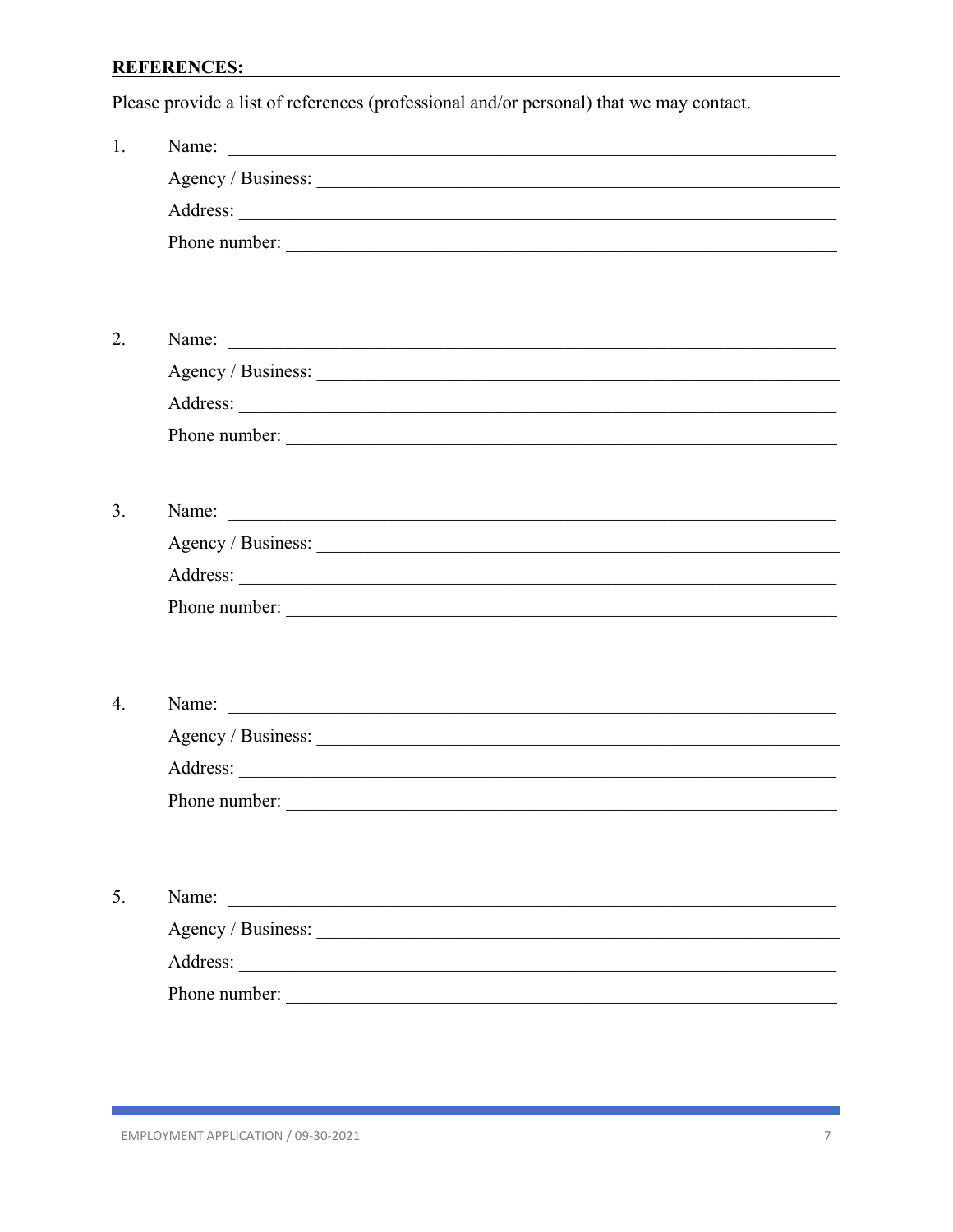**REFERENCES:**

Please provide a list of references (professional and/or personal) that we may contact.

1. Name: ____________________________________________
   Agency / Business: ____________________________________________
   Address: ____________________________________________
   Phone number: ____________________________________________

2. Name: ____________________________________________
   Agency / Business: ____________________________________________
   Address: ____________________________________________
   Phone number: ____________________________________________

3. Name: ____________________________________________
   Agency / Business: ____________________________________________
   Address: ____________________________________________
   Phone number: ____________________________________________

4. Name: ____________________________________________
   Agency / Business: ____________________________________________
   Address: ____________________________________________
   Phone number: ____________________________________________

5. Name: ____________________________________________
   Agency / Business: ____________________________________________
   Address: ____________________________________________
   Phone number: ____________________________________________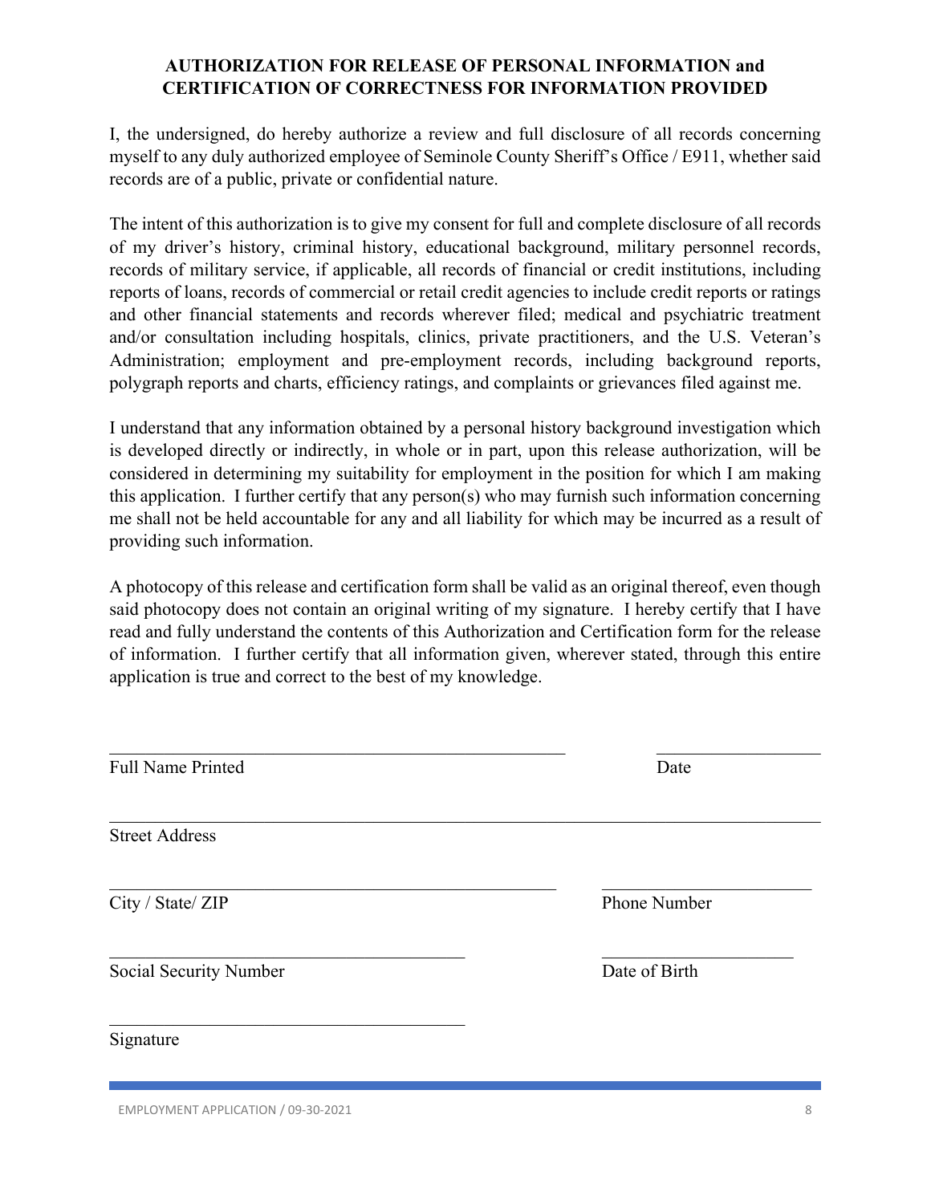**AUTHORIZATION FOR RELEASE OF PERSONAL INFORMATION and CERTIFICATION OF CORRECTNESS FOR INFORMATION PROVIDED**

I, the undersigned, do hereby authorize a review and full disclosure of all records concerning myself to any duly authorized employee of Seminole County Sheriff's Office / E911, whether said records are of a public, private or confidential nature.

The intent of this authorization is to give my consent for full and complete disclosure of all records of my driver's history, criminal history, educational background, military personnel records, records of military service, if applicable, all records of financial or credit institutions, including reports of loans, records of commercial or retail credit agencies to include credit reports or ratings and other financial statements and records wherever filed; medical and psychiatric treatment and/or consultation including hospitals, clinics, private practitioners, and the U.S. Veteran's Administration; employment and pre-employment records, including background reports, polygraph reports and charts, efficiency ratings, and complaints or grievances filed against me.

I understand that any information obtained by a personal history background investigation which is developed directly or indirectly, in whole or in part, upon this release authorization, will be considered in determining my suitability for employment in the position for which I am making this application. I further certify that any person(s) who may furnish such information concerning me shall not be held accountable for any and all liability for which may be incurred as a result of providing such information.

A photocopy of this release and certification form shall be valid as an original thereof, even though said photocopy does not contain an original writing of my signature. I hereby certify that I have read and fully understand the contents of this Authorization and Certification form for the release of information. I further certify that all information given, wherever stated, through this entire application is true and correct to the best of my knowledge.

_____________________________________________________ ___________________

Full Name Printed Date

__________________________________________________________________________

Street Address

____________________________________________________ ________________________

City / State/ ZIP Phone Number

_________________________________________ ______________________

Social Security Number Date of Birth

_________________________________________

Signature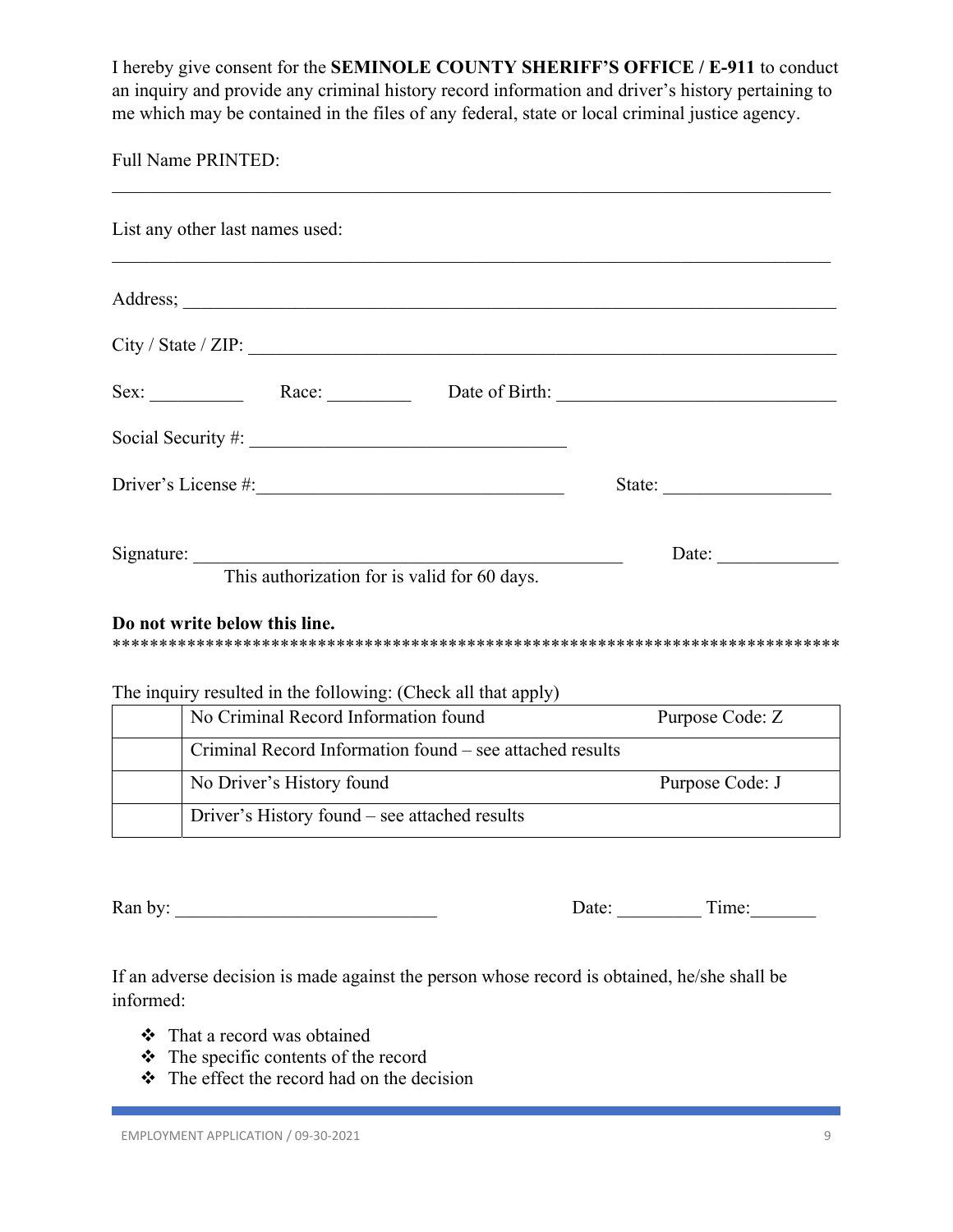I hereby give consent for the **SEMINOLE COUNTY SHERIFF'S OFFICE / E-911** to conduct an inquiry and provide any criminal history record information and driver's history pertaining to me which may be contained in the files of any federal, state or local criminal justice agency.

Full Name PRINTED:

______________________________________________________________________________

List any other last names used:

______________________________________________________________________________

Address; ______________________________________________________________________

City / State / ZIP: ______________________________________________________________

Sex: __________ Race: _________ Date of Birth: ______________________________

Social Security #: _________________________________

Driver's License #:________________________________ State: __________________

Signature: ______________________________________________ Date: _____________

This authorization for is valid for 60 days.

**Do not write below this line.**

******************************************************************************

The inquiry resulted in the following: (Check all that apply)

| | | |
|---|---|---|
| | No Criminal Record Information found | Purpose Code: Z |
| | Criminal Record Information found – see attached results | |
| | No Driver's History found | Purpose Code: J |
| | Driver's History found – see attached results | |

Ran by: ____________________________ Date: _________ Time:_______

If an adverse decision is made against the person whose record is obtained, he/she shall be informed:

- That a record was obtained
- The specific contents of the record
- The effect the record had on the decision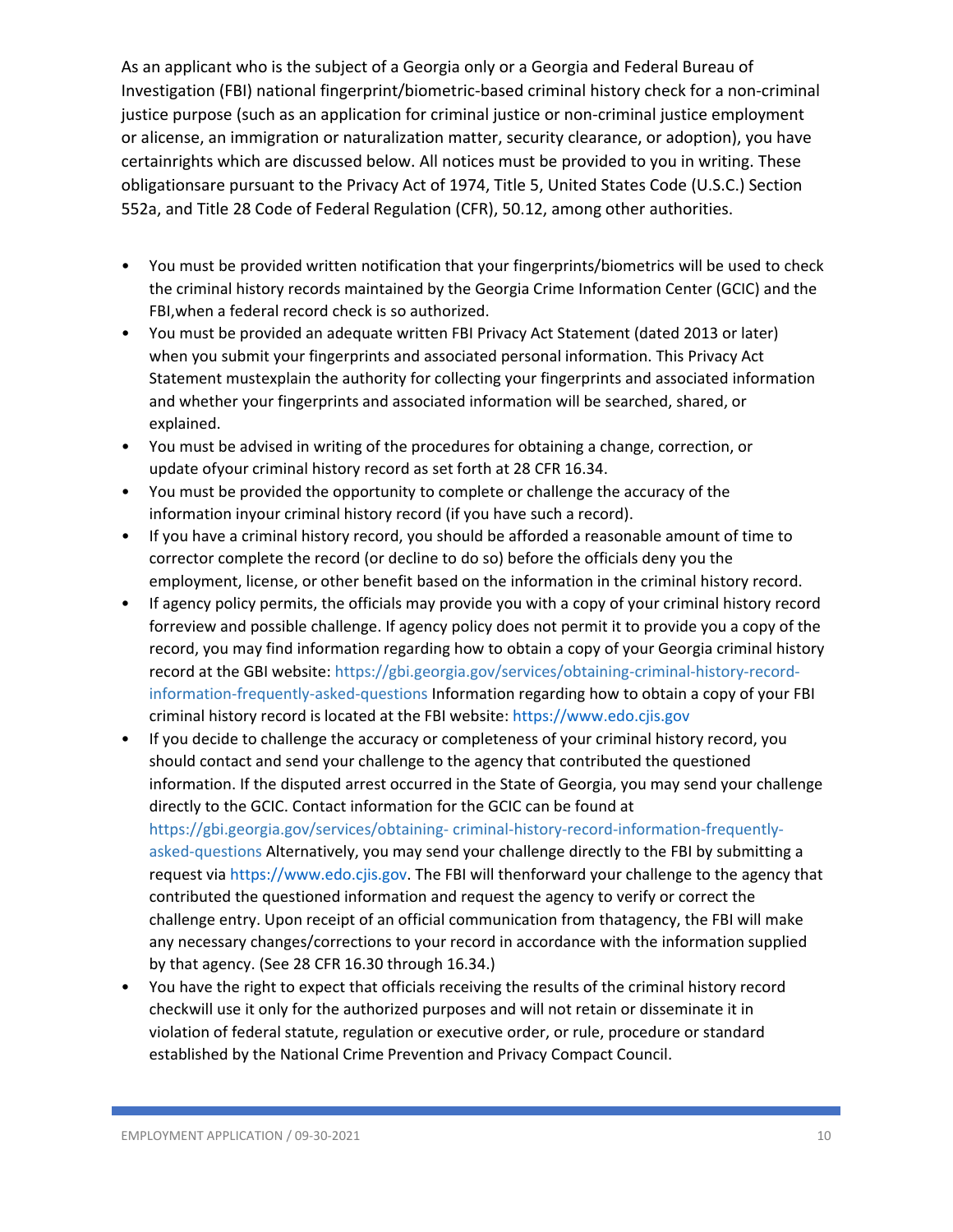As an applicant who is the subject of a Georgia only or a Georgia and Federal Bureau of Investigation (FBI) national fingerprint/biometric-based criminal history check for a non-criminal justice purpose (such as an application for criminal justice or non-criminal justice employment or alicense, an immigration or naturalization matter, security clearance, or adoption), you have certainrights which are discussed below. All notices must be provided to you in writing. These obligationsare pursuant to the Privacy Act of 1974, Title 5, United States Code (U.S.C.) Section 552a, and Title 28 Code of Federal Regulation (CFR), 50.12, among other authorities.

- You must be provided written notification that your fingerprints/biometrics will be used to check the criminal history records maintained by the Georgia Crime Information Center (GCIC) and the FBI,when a federal record check is so authorized.
- You must be provided an adequate written FBI Privacy Act Statement (dated 2013 or later) when you submit your fingerprints and associated personal information. This Privacy Act Statement mustexplain the authority for collecting your fingerprints and associated information and whether your fingerprints and associated information will be searched, shared, or explained.
- You must be advised in writing of the procedures for obtaining a change, correction, or update ofyour criminal history record as set forth at 28 CFR 16.34.
- You must be provided the opportunity to complete or challenge the accuracy of the information inyour criminal history record (if you have such a record).
- If you have a criminal history record, you should be afforded a reasonable amount of time to correctoror complete the record (or decline to do so) before the officials deny you the employment, license, or other benefit based on the information in the criminal history record.
- If agency policy permits, the officials may provide you with a copy of your criminal history record forreview and possible challenge. If agency policy does not permit it to provide you a copy of the record, you may find information regarding how to obtain a copy of your Georgia criminal history record at the GBI website: https://gbi.georgia.gov/services/obtaining-criminal-history-record-information-frequently-asked-questions Information regarding how to obtain a copy of your FBI criminal history record is located at the FBI website: https://www.edo.cjis.gov
- If you decide to challenge the accuracy or completeness of your criminal history record, you should contact and send your challenge to the agency that contributed the questioned information. If the disputed arrest occurred in the State of Georgia, you may send your challenge directly to the GCIC. Contact information for the GCIC can be found at https://gbi.georgia.gov/services/obtaining- criminal-history-record-information-frequently-asked-questions Alternatively, you may send your challenge directly to the FBI by submitting a request via https://www.edo.cjis.gov. The FBI will thenforward your challenge to the agency that contributed the questioned information and request the agency to verify or correct the challenge entry. Upon receipt of an official communication from thatagency, the FBI will make any necessary changes/corrections to your record in accordance with the information supplied by that agency. (See 28 CFR 16.30 through 16.34.)
- You have the right to expect that officials receiving the results of the criminal history record checkwill use it only for the authorized purposes and will not retain or disseminate it in violation of federal statute, regulation or executive order, or rule, procedure or standard established by the National Crime Prevention and Privacy Compact Council.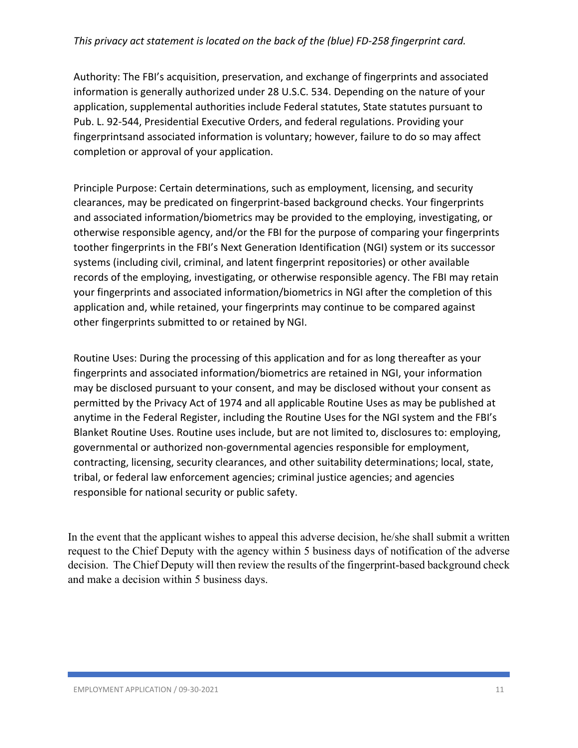*This privacy act statement is located on the back of the (blue) FD-258 fingerprint card.*

Authority: The FBI's acquisition, preservation, and exchange of fingerprints and associated information is generally authorized under 28 U.S.C. 534. Depending on the nature of your application, supplemental authorities include Federal statutes, State statutes pursuant to Pub. L. 92-544, Presidential Executive Orders, and federal regulations. Providing your fingerprintsand associated information is voluntary; however, failure to do so may affect completion or approval of your application.

Principle Purpose: Certain determinations, such as employment, licensing, and security clearances, may be predicated on fingerprint-based background checks. Your fingerprints and associated information/biometrics may be provided to the employing, investigating, or otherwise responsible agency, and/or the FBI for the purpose of comparing your fingerprints toother fingerprints in the FBI's Next Generation Identification (NGI) system or its successor systems (including civil, criminal, and latent fingerprint repositories) or other available records of the employing, investigating, or otherwise responsible agency. The FBI may retain your fingerprints and associated information/biometrics in NGI after the completion of this application and, while retained, your fingerprints may continue to be compared against other fingerprints submitted to or retained by NGI.

Routine Uses: During the processing of this application and for as long thereafter as your fingerprints and associated information/biometrics are retained in NGI, your information may be disclosed pursuant to your consent, and may be disclosed without your consent as permitted by the Privacy Act of 1974 and all applicable Routine Uses as may be published at anytime in the Federal Register, including the Routine Uses for the NGI system and the FBI's Blanket Routine Uses. Routine uses include, but are not limited to, disclosures to: employing, governmental or authorized non-governmental agencies responsible for employment, contracting, licensing, security clearances, and other suitability determinations; local, state, tribal, or federal law enforcement agencies; criminal justice agencies; and agencies responsible for national security or public safety.

In the event that the applicant wishes to appeal this adverse decision, he/she shall submit a written request to the Chief Deputy with the agency within 5 business days of notification of the adverse decision. The Chief Deputy will then review the results of the fingerprint-based background check and make a decision within 5 business days.